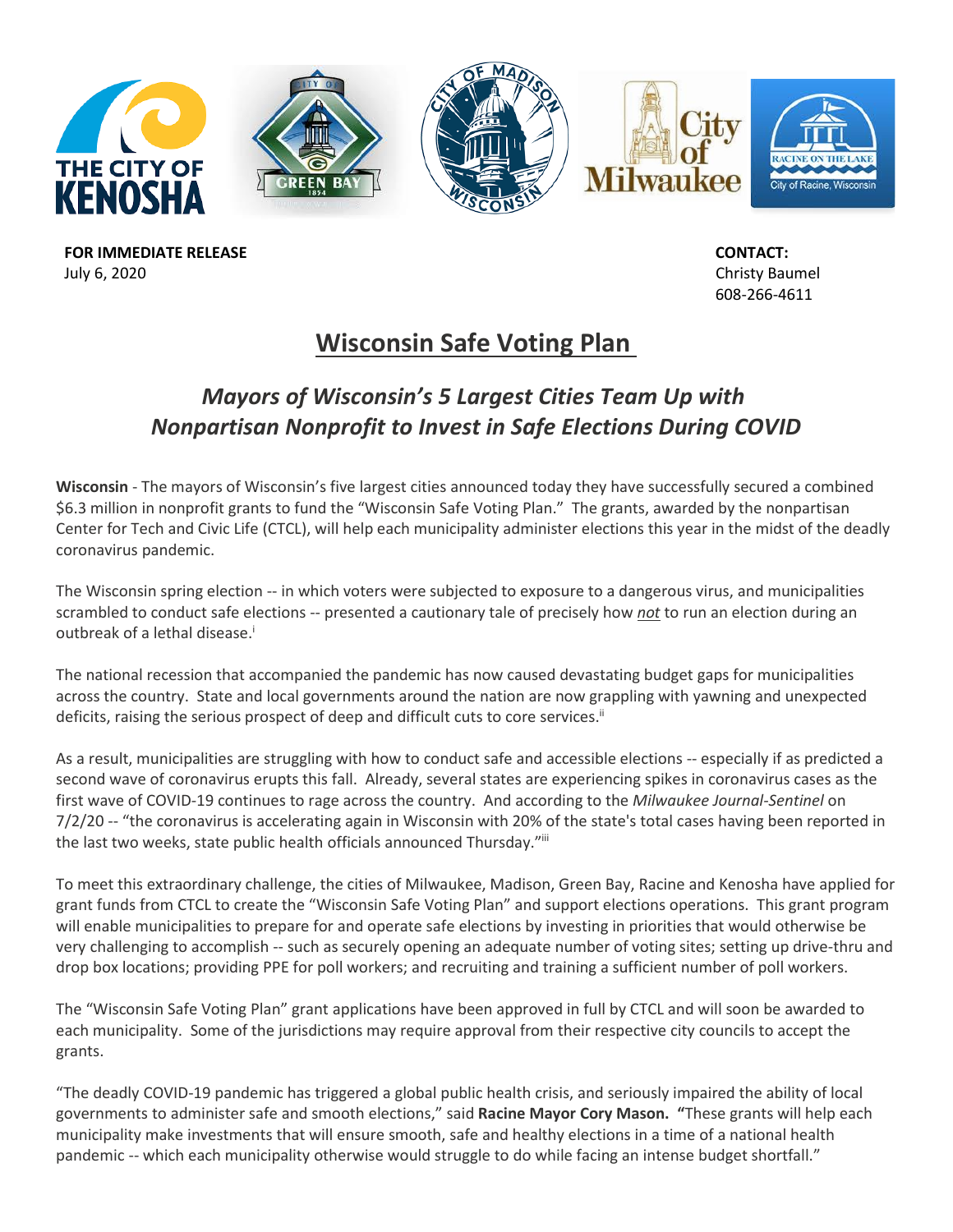**FOR IMMEDIATE RELEASE**
July 6, 2020

**CONTACT:**
Christy Baumel
608-266-4611

# Wisconsin Safe Voting Plan

## *Mayors of Wisconsin's 5 Largest Cities Team Up with Nonpartisan Nonprofit to Invest in Safe Elections During COVID*

**Wisconsin** - The mayors of Wisconsin's five largest cities announced today they have successfully secured a combined $6.3 million in nonprofit grants to fund the "Wisconsin Safe Voting Plan." The grants, awarded by the nonpartisan Center for Tech and Civic Life (CTCL), will help each municipality administer elections this year in the midst of the deadly coronavirus pandemic.

The Wisconsin spring election -- in which voters were subjected to exposure to a dangerous virus, and municipalities scrambled to conduct safe elections -- presented a cautionary tale of precisely how ***not*** to run an election during an outbreak of a lethal disease.[i]

The national recession that accompanied the pandemic has now caused devastating budget gaps for municipalities across the country. State and local governments around the nation are now grappling with yawning and unexpected deficits, raising the serious prospect of deep and difficult cuts to core services.[ii]

As a result, municipalities are struggling with how to conduct safe and accessible elections -- especially if as predicted a second wave of coronavirus erupts this fall. Already, several states are experiencing spikes in coronavirus cases as the first wave of COVID-19 continues to rage across the country. And according to the *Milwaukee Journal-Sentinel* on 7/2/20 -- "the coronavirus is accelerating again in Wisconsin with 20% of the state's total cases having been reported in the last two weeks, state public health officials announced Thursday."[iii]

To meet this extraordinary challenge, the cities of Milwaukee, Madison, Green Bay, Racine and Kenosha have applied for grant funds from CTCL to create the "Wisconsin Safe Voting Plan" and support elections operations. This grant program will enable municipalities to prepare for and operate safe elections by investing in priorities that would otherwise be very challenging to accomplish -- such as securely opening an adequate number of voting sites; setting up drive-thru and drop box locations; providing PPE for poll workers; and recruiting and training a sufficient number of poll workers.

The "Wisconsin Safe Voting Plan" grant applications have been approved in full by CTCL and will soon be awarded to each municipality. Some of the jurisdictions may require approval from their respective city councils to accept the grants.

"The deadly COVID-19 pandemic has triggered a global public health crisis, and seriously impaired the ability of local governments to administer safe and smooth elections," said **Racine Mayor Cory Mason.** "These grants will help each municipality make investments that will ensure smooth, safe and healthy elections in a time of a national health pandemic -- which each municipality otherwise would struggle to do while facing an intense budget shortfall."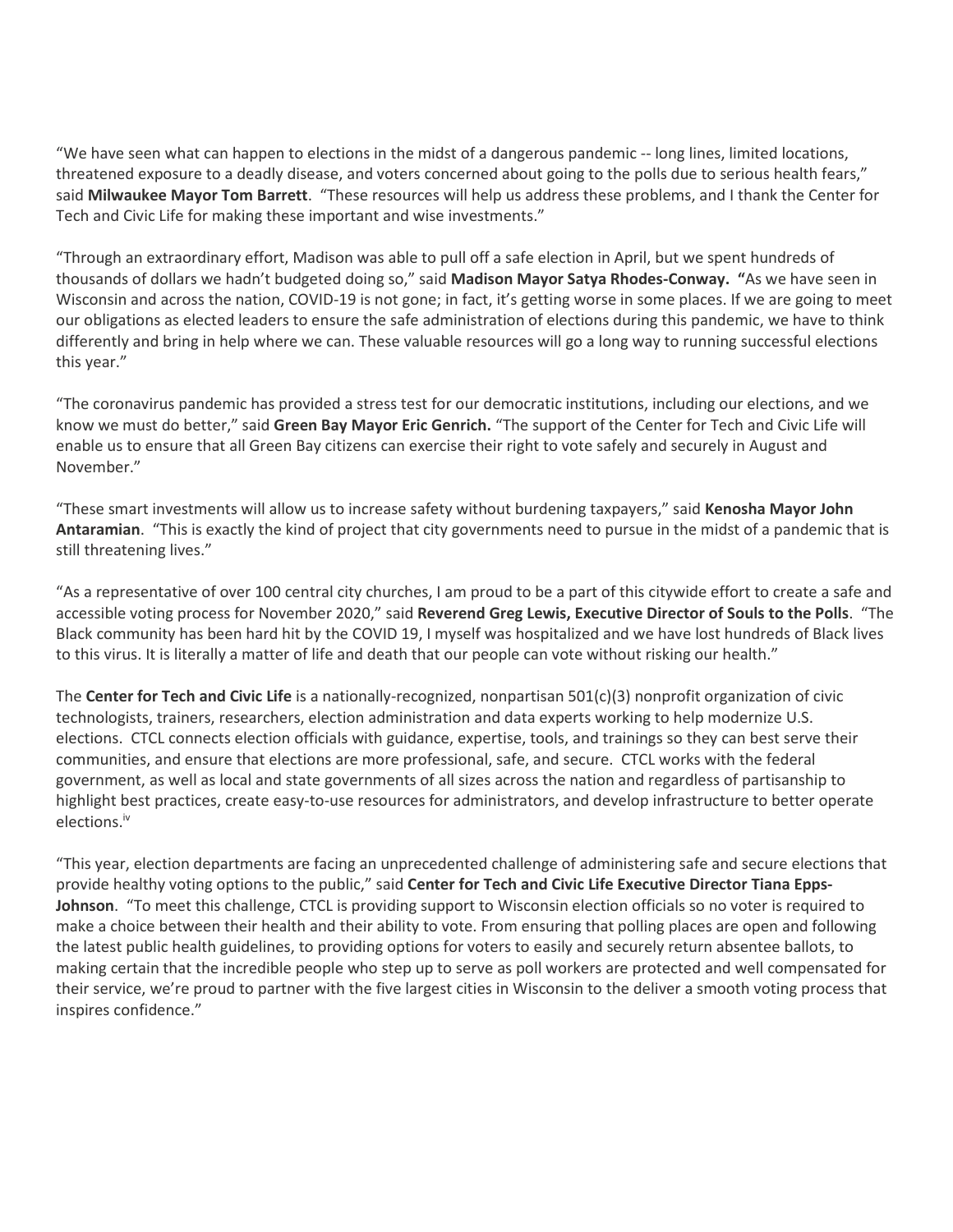"We have seen what can happen to elections in the midst of a dangerous pandemic -- long lines, limited locations, threatened exposure to a deadly disease, and voters concerned about going to the polls due to serious health fears," said **Milwaukee Mayor Tom Barrett**. "These resources will help us address these problems, and I thank the Center for Tech and Civic Life for making these important and wise investments."

"Through an extraordinary effort, Madison was able to pull off a safe election in April, but we spent hundreds of thousands of dollars we hadn't budgeted doing so," said **Madison Mayor Satya Rhodes-Conway. "**As we have seen in Wisconsin and across the nation, COVID-19 is not gone; in fact, it's getting worse in some places. If we are going to meet our obligations as elected leaders to ensure the safe administration of elections during this pandemic, we have to think differently and bring in help where we can. These valuable resources will go a long way to running successful elections this year."

"The coronavirus pandemic has provided a stress test for our democratic institutions, including our elections, and we know we must do better," said **Green Bay Mayor Eric Genrich.** "The support of the Center for Tech and Civic Life will enable us to ensure that all Green Bay citizens can exercise their right to vote safely and securely in August and November."

"These smart investments will allow us to increase safety without burdening taxpayers," said **Kenosha Mayor John Antaramian**. "This is exactly the kind of project that city governments need to pursue in the midst of a pandemic that is still threatening lives."

"As a representative of over 100 central city churches, I am proud to be a part of this citywide effort to create a safe and accessible voting process for November 2020," said **Reverend Greg Lewis, Executive Director of Souls to the Polls**. "The Black community has been hard hit by the COVID 19, I myself was hospitalized and we have lost hundreds of Black lives to this virus. It is literally a matter of life and death that our people can vote without risking our health."

The **Center for Tech and Civic Life** is a nationally-recognized, nonpartisan 501(c)(3) nonprofit organization of civic technologists, trainers, researchers, election administration and data experts working to help modernize U.S. elections. CTCL connects election officials with guidance, expertise, tools, and trainings so they can best serve their communities, and ensure that elections are more professional, safe, and secure. CTCL works with the federal government, as well as local and state governments of all sizes across the nation and regardless of partisanship to highlight best practices, create easy-to-use resources for administrators, and develop infrastructure to better operate elections.[iv]

"This year, election departments are facing an unprecedented challenge of administering safe and secure elections that provide healthy voting options to the public," said **Center for Tech and Civic Life Executive Director Tiana Epps-Johnson**. "To meet this challenge, CTCL is providing support to Wisconsin election officials so no voter is required to make a choice between their health and their ability to vote. From ensuring that polling places are open and following the latest public health guidelines, to providing options for voters to easily and securely return absentee ballots, to making certain that the incredible people who step up to serve as poll workers are protected and well compensated for their service, we're proud to partner with the five largest cities in Wisconsin to the deliver a smooth voting process that inspires confidence."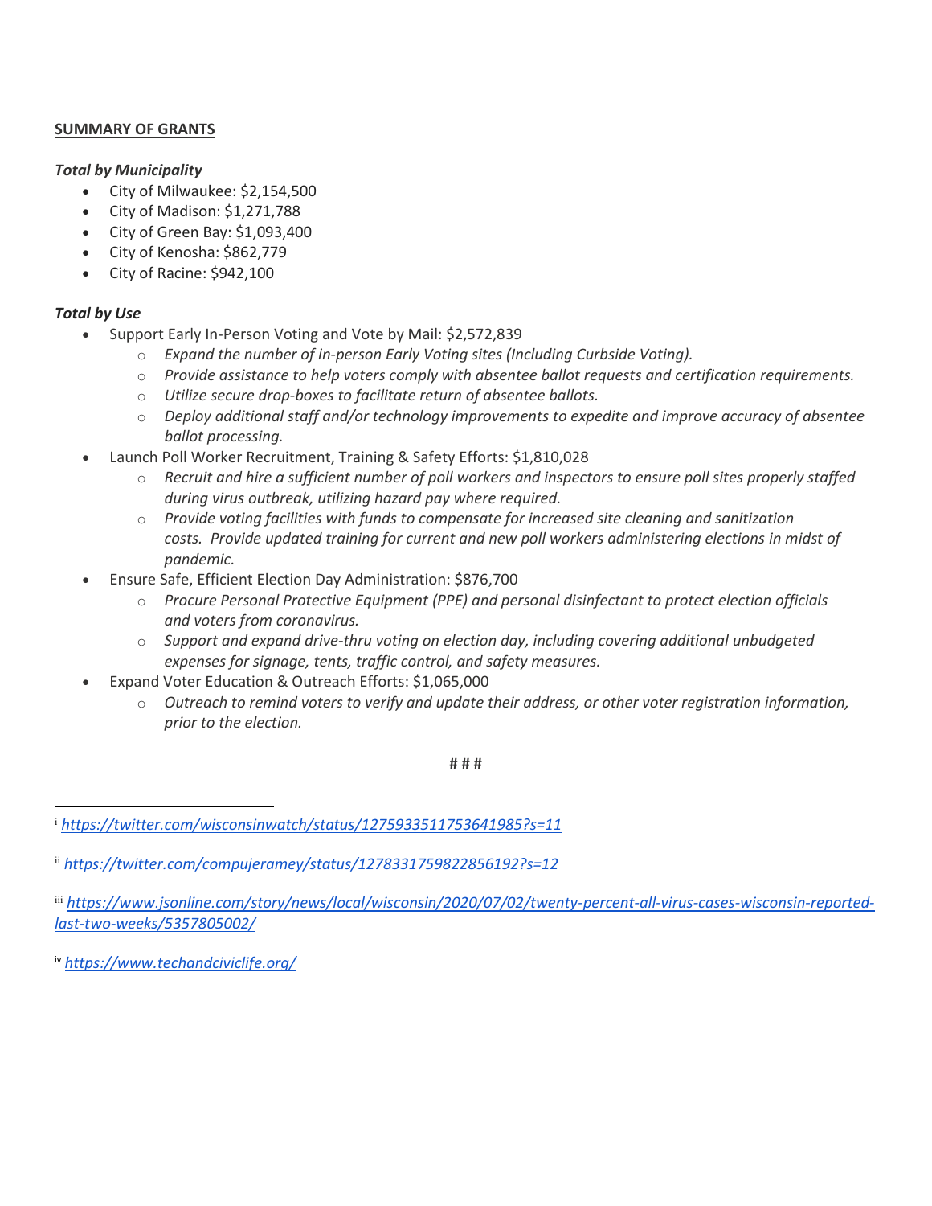**SUMMARY OF GRANTS**

***Total by Municipality***

- City of Milwaukee: $2,154,500
- City of Madison: $1,271,788
- City of Green Bay: $1,093,400
- City of Kenosha: $862,779
- City of Racine: $942,100

***Total by Use***

- Support Early In-Person Voting and Vote by Mail: $2,572,839
  - *Expand the number of in-person Early Voting sites (Including Curbside Voting).*
  - *Provide assistance to help voters comply with absentee ballot requests and certification requirements.*
  - *Utilize secure drop-boxes to facilitate return of absentee ballots.*
  - *Deploy additional staff and/or technology improvements to expedite and improve accuracy of absentee ballot processing.*
- Launch Poll Worker Recruitment, Training & Safety Efforts: $1,810,028
  - *Recruit and hire a sufficient number of poll workers and inspectors to ensure poll sites properly staffed during virus outbreak, utilizing hazard pay where required.*
  - *Provide voting facilities with funds to compensate for increased site cleaning and sanitization costs. Provide updated training for current and new poll workers administering elections in midst of pandemic.*
- Ensure Safe, Efficient Election Day Administration: $876,700
  - *Procure Personal Protective Equipment (PPE) and personal disinfectant to protect election officials and voters from coronavirus.*
  - *Support and expand drive-thru voting on election day, including covering additional unbudgeted expenses for signage, tents, traffic control, and safety measures.*
- Expand Voter Education & Outreach Efforts: $1,065,000
  - *Outreach to remind voters to verify and update their address, or other voter registration information, prior to the election.*

# # #

---

[i] *https://twitter.com/wisconsinwatch/status/1275933511753641985?s=11*

[ii] *https://twitter.com/compujeramey/status/1278331759822856192?s=12*

[iii] *https://www.jsonline.com/story/news/local/wisconsin/2020/07/02/twenty-percent-all-virus-cases-wisconsin-reported-last-two-weeks/5357805002/*

[iv] *https://www.techandciviclife.org/*